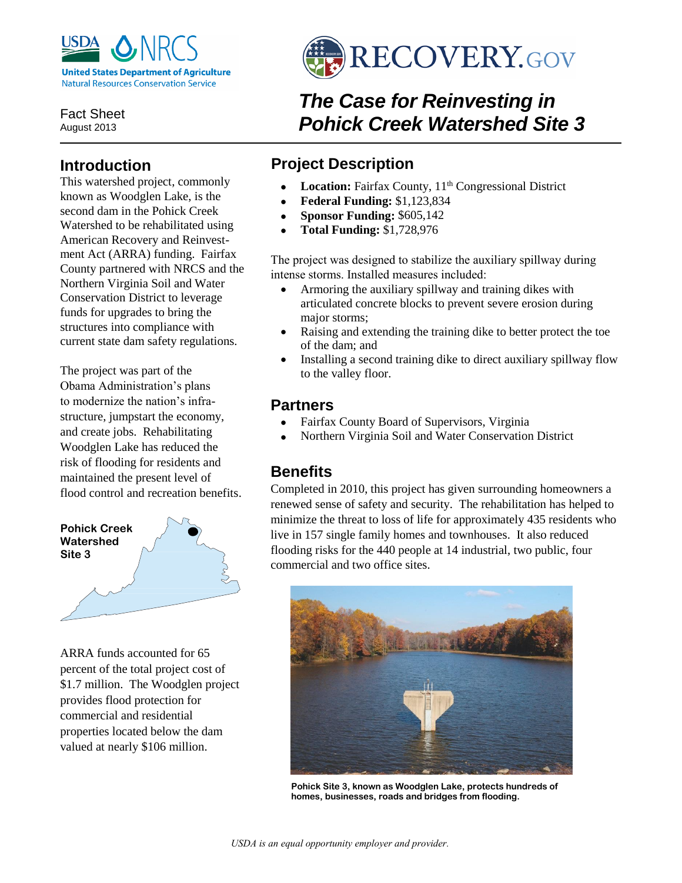USDA NRCS
United States Department of Agriculture
Natural Resources Conservation Service

RECOVERY.GOV

Fact Sheet
August 2013

# The Case for Reinvesting in Pohick Creek Watershed Site 3

## Introduction

This watershed project, commonly known as Woodglen Lake, is the second dam in the Pohick Creek Watershed to be rehabilitated using American Recovery and Reinvestment Act (ARRA) funding. Fairfax County partnered with NRCS and the Northern Virginia Soil and Water Conservation District to leverage funds for upgrades to bring the structures into compliance with current state dam safety regulations.

The project was part of the Obama Administration's plans to modernize the nation's infrastructure, jumpstart the economy, and create jobs. Rehabilitating Woodglen Lake has reduced the risk of flooding for residents and maintained the present level of flood control and recreation benefits.

Pohick Creek Watershed Site 3

ARRA funds accounted for 65 percent of the total project cost of $1.7 million. The Woodglen project provides flood protection for commercial and residential properties located below the dam valued at nearly $106 million.

## Project Description

- **Location:** Fairfax County, 11th Congressional District
- **Federal Funding:** $1,123,834
- **Sponsor Funding:** $605,142
- **Total Funding:** $1,728,976

The project was designed to stabilize the auxiliary spillway during intense storms. Installed measures included:

- Armoring the auxiliary spillway and training dikes with articulated concrete blocks to prevent severe erosion during major storms;
- Raising and extending the training dike to better protect the toe of the dam; and
- Installing a second training dike to direct auxiliary spillway flow to the valley floor.

## Partners

- Fairfax County Board of Supervisors, Virginia
- Northern Virginia Soil and Water Conservation District

## Benefits

Completed in 2010, this project has given surrounding homeowners a renewed sense of safety and security. The rehabilitation has helped to minimize the threat to loss of life for approximately 435 residents who live in 157 single family homes and townhouses. It also reduced flooding risks for the 440 people at 14 industrial, two public, four commercial and two office sites.

**Pohick Site 3, known as Woodglen Lake, protects hundreds of homes, businesses, roads and bridges from flooding.**

*USDA is an equal opportunity employer and provider.*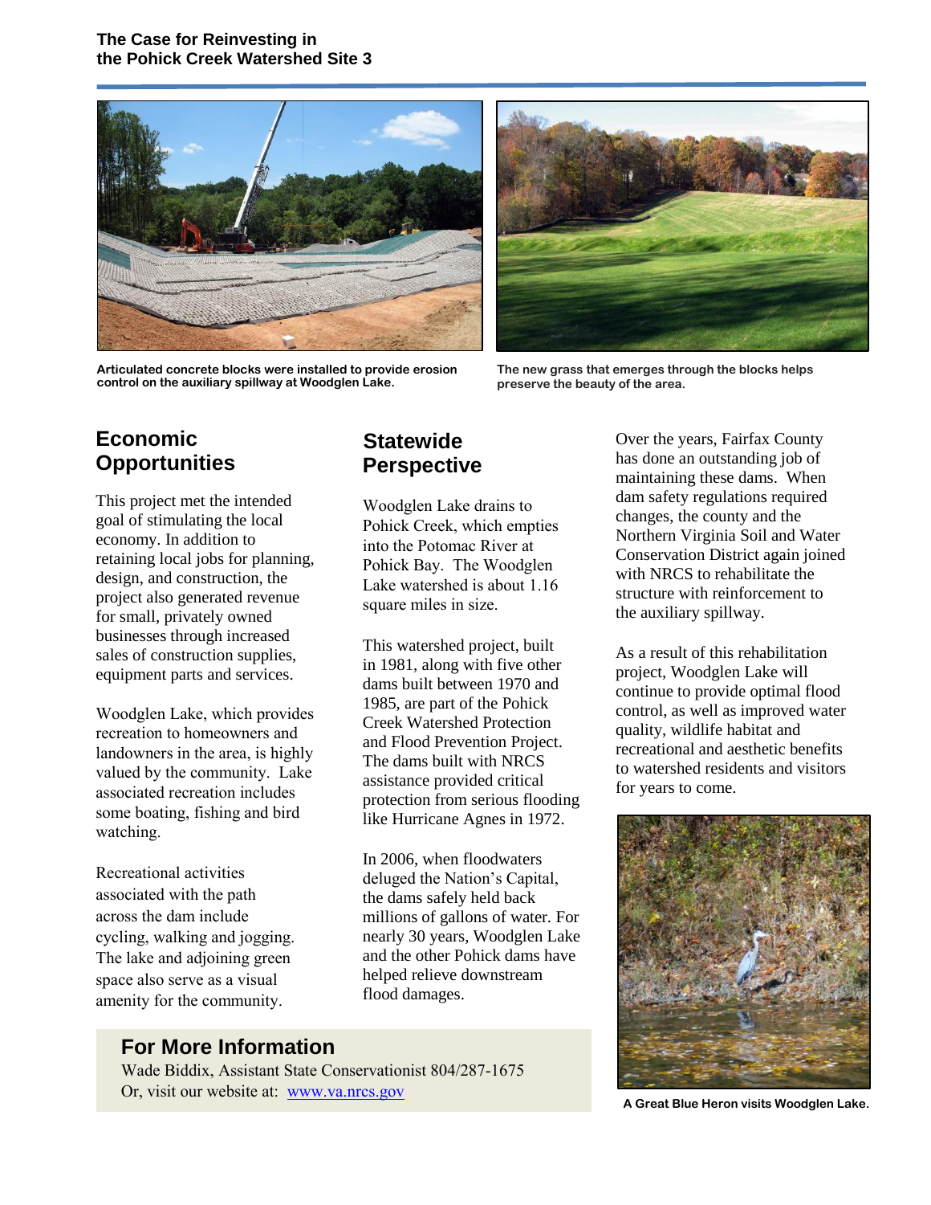Articulated concrete blocks were installed to provide erosion control on the auxiliary spillway at Woodglen Lake.

The new grass that emerges through the blocks helps preserve the beauty of the area.

## Economic Opportunities

This project met the intended goal of stimulating the local economy. In addition to retaining local jobs for planning, design, and construction, the project also generated revenue for small, privately owned businesses through increased sales of construction supplies, equipment parts and services.

Woodglen Lake, which provides recreation to homeowners and landowners in the area, is highly valued by the community. Lake associated recreation includes some boating, fishing and bird watching.

Recreational activities associated with the path across the dam include cycling, walking and jogging. The lake and adjoining green space also serve as a visual amenity for the community.

## Statewide Perspective

Woodglen Lake drains to Pohick Creek, which empties into the Potomac River at Pohick Bay. The Woodglen Lake watershed is about 1.16 square miles in size.

This watershed project, built in 1981, along with five other dams built between 1970 and 1985, are part of the Pohick Creek Watershed Protection and Flood Prevention Project. The dams built with NRCS assistance provided critical protection from serious flooding like Hurricane Agnes in 1972.

In 2006, when floodwaters deluged the Nation's Capital, the dams safely held back millions of gallons of water. For nearly 30 years, Woodglen Lake and the other Pohick dams have helped relieve downstream flood damages.

Over the years, Fairfax County has done an outstanding job of maintaining these dams. When dam safety regulations required changes, the county and the Northern Virginia Soil and Water Conservation District again joined with NRCS to rehabilitate the structure with reinforcement to the auxiliary spillway.

As a result of this rehabilitation project, Woodglen Lake will continue to provide optimal flood control, as well as improved water quality, wildlife habitat and recreational and aesthetic benefits to watershed residents and visitors for years to come.

A Great Blue Heron visits Woodglen Lake.

## For More Information

Wade Biddix, Assistant State Conservationist 804/287-1675
Or, visit our website at: [www.va.nrcs.gov](http://www.va.nrcs.gov)